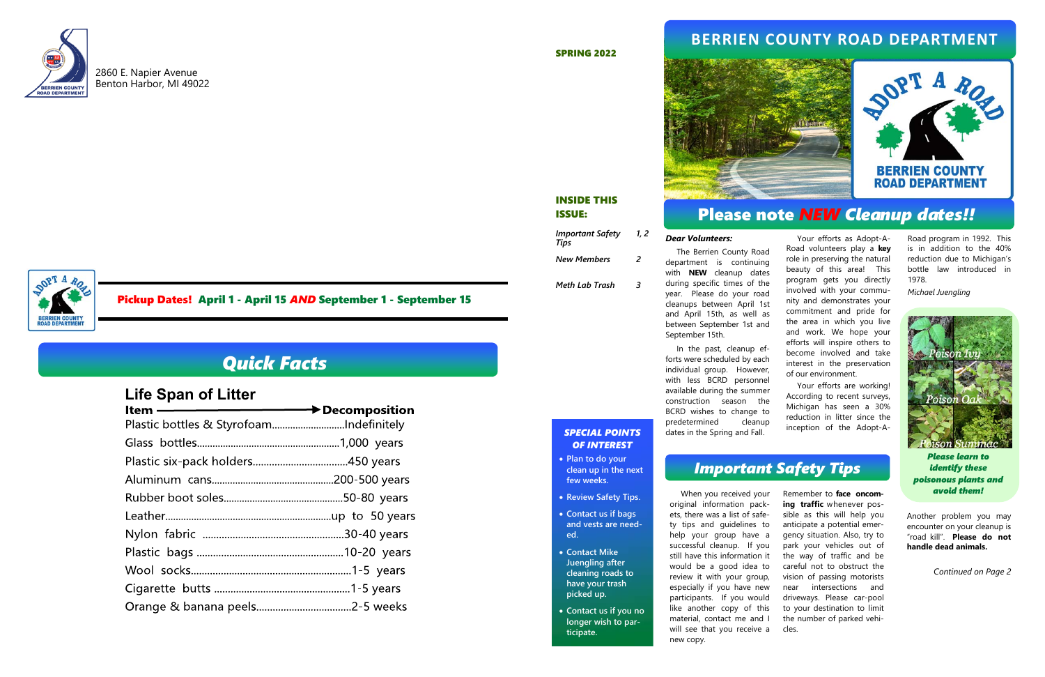2860 E. Napier Avenue
Benton Harbor, MI 49022

**Pickup Dates! April 1 - April 15 *AND* September 1 - September 15**

## *Quick Facts*

### Life Span of Litter

| Item | Decomposition |
|---|---|
| Plastic bottles & Styrofoam | Indefinitely |
| Glass bottles | 1,000 years |
| Plastic six-pack holders | 450 years |
| Aluminum cans | 200-500 years |
| Rubber boot soles | 50-80 years |
| Leather | up to 50 years |
| Nylon fabric | 30-40 years |
| Plastic bags | 10-20 years |
| Wool socks | 1-5 years |
| Cigarette butts | 1-5 years |
| Orange & banana peels | 2-5 weeks |

**SPRING 2022**

**INSIDE THIS ISSUE:**

| | |
|---|---|
| *Important Safety Tips* | *1, 2* |
| *New Members* | *2* |
| *Meth Lab Trash* | *3* |

***SPECIAL POINTS OF INTEREST***

- Plan to do your clean up in the next few weeks.
- Review Safety Tips.
- Contact us if bags and vests are needed.
- Contact Mike Juengling after cleaning roads to have your trash picked up.
- Contact us if you no longer wish to participate.

# BERRIEN COUNTY ROAD DEPARTMENT

## Please note *NEW* Cleanup dates!!

***Dear Volunteers:***

The Berrien County Road department is continuing with **NEW** cleanup dates during specific times of the year. Please do your road cleanups between April 1st and April 15th, as well as between September 1st and September 15th.

In the past, cleanup efforts were scheduled by each individual group. However, with less BCRD personnel available during the summer construction season the BCRD wishes to change to predetermined cleanup dates in the Spring and Fall.

Your efforts as Adopt-A-Road volunteers play a **key** role in preserving the natural beauty of this area! This program gets you directly involved with your community and demonstrates your commitment and pride for the area in which you live and work. We hope your efforts will inspire others to become involved and take interest in the preservation of our environment.

Your efforts are working! According to recent surveys, Michigan has seen a 30% reduction in litter since the inception of the Adopt-A-Road program in 1992. This is in addition to the 40% reduction due to Michigan's bottle law introduced in 1978.

*Michael Juengling*

## *Important Safety Tips*

When you received your original information packets, there was a list of safety tips and guidelines to help your group have a successful cleanup. If you still have this information it would be a good idea to review it with your group, especially if you have new participants. If you would like another copy of this material, contact me and I will see that you receive a new copy.

Remember to **face oncoming traffic** whenever possible as this will help you anticipate a potential emergency situation. Also, try to park your vehicles out of the way of traffic and be careful not to obstruct the vision of passing motorists near intersections and driveways. Please car-pool to your destination to limit the number of parked vehicles.

Poison Ivy

Poison Oak

Poison Sumac

***Please learn to identify these poisonous plants and avoid them!***

Another problem you may encounter on your cleanup is "road kill". **Please do not handle dead animals.**

*Continued on Page 2*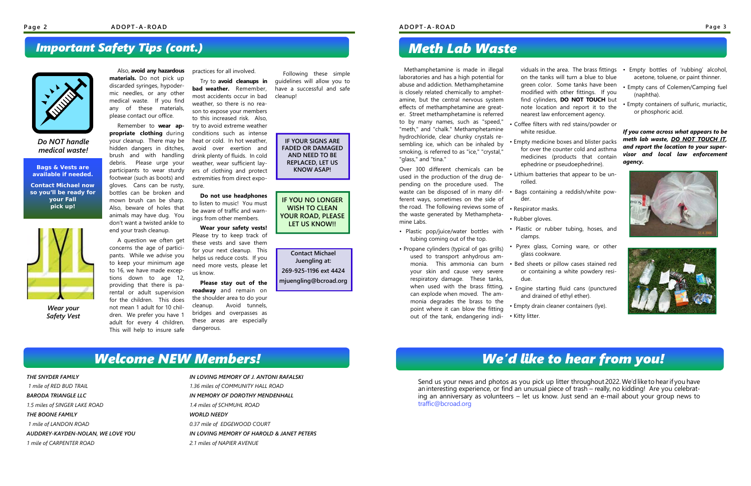## Important Safety Tips (cont.)

*Do NOT handle medical waste!*

**Bags & Vests are available if needed.**

**Contact Michael now so you'll be ready for your Fall pick up!**

*Wear your Safety Vest*

Also, **avoid any hazardous materials.** Do not pick up discarded syringes, hypodermic needles, or any other medical waste. If you find any of these materials, please contact our office.

Remember to **wear appropriate clothing** during your cleanup. There may be hidden dangers in ditches, brush and with handling debris. Please urge your participants to wear sturdy footwear (such as boots) and gloves. Cans can be rusty, bottles can be broken and mown brush can be sharp. Also, beware of holes that animals may have dug. You don't want a twisted ankle to end your trash cleanup.

A question we often get concerns the age of participants. While we advise you to keep your minimum age to 16, we have made exceptions down to age 12, providing that there is parental or adult supervision for the children. This does not mean 1 adult for 10 children. We prefer you have 1 adult for every 4 children. This will help to insure safe practices for all involved.

Try to **avoid cleanups in bad weather.** Remember, most accidents occur in bad weather, so there is no reason to expose your members to this increased risk. Also, try to avoid extreme weather conditions such as intense heat or cold. In hot weather, avoid over exertion and drink plenty of fluids. In cold weather, wear sufficient layers of clothing and protect extremities from direct exposure.

**Do not use headphones** to listen to music! You must be aware of traffic and warnings from other members.

**Wear your safety vests!** Please try to keep track of these vests and save them for your next cleanup. This helps us reduce costs. If you need more vests, please let us know.

**Please stay out of the roadway** and remain on the shoulder area to do your cleanup. Avoid tunnels, bridges and overpasses as these areas are especially dangerous.

Following these simple guidelines will allow you to have a successful and safe cleanup!

**IF YOUR SIGNS ARE FADED OR DAMAGED AND NEED TO BE REPLACED, LET US KNOW ASAP!**

**IF YOU NO LONGER WISH TO CLEAN YOUR ROAD, PLEASE LET US KNOW!!**

**Contact Michael Juengling at:**
**269-925-1196 ext 4424**
**mjuengling@bcroad.org**

## Meth Lab Waste

Methamphetamine is made in illegal laboratories and has a high potential for abuse and addiction. Methamphetamine is closely related chemically to amphetamine, but the central nervous system effects of methamphetamine are greater. Street methamphetamine is referred to by many names, such as "speed," "meth," and "chalk." Methamphetamine hydrochloride, clear chunky crystals resembling ice, which can be inhaled by smoking, is referred to as "ice," "crystal," "glass," and "tina."

Over 300 different chemicals can be used in the production of the drug depending on the procedure used. The waste can be disposed of in many different ways, sometimes on the side of the road. The following reviews some of the waste generated by Methamphetamine Labs.

- Plastic pop/juice/water bottles with tubing coming out of the top.
- Propane cylinders (typical of gas grills) used to transport anhydrous ammonia. This ammonia can burn your skin and cause very severe respiratory damage. These tanks, when used with the brass fitting, can explode when moved. The ammonia degrades the brass to the point where it can blow the fitting out of the tank, endangering individuals in the area. The brass fittings on the tanks will turn a blue to blue green color. Some tanks have been modified with other fittings. If you find cylinders, **DO NOT TOUCH** but note location and report it to the nearest law enforcement agency.
- Coffee filters with red stains/powder or white residue.
- Empty medicine boxes and blister packs for over the counter cold and asthma medicines (products that contain ephedrine or pseudoephedrine).
- Lithium batteries that appear to be unrolled.
- Bags containing a reddish/white powder.
- Respirator masks.
- Rubber gloves.
- Plastic or rubber tubing, hoses, and clamps.
- Pyrex glass, Corning ware, or other glass cookware.
- Bed sheets or pillow cases stained red or containing a white powdery residue.
- Engine starting fluid cans (punctured and drained of ethyl ether).
- Empty drain cleaner containers (lye).
- Kitty litter.
- Empty bottles of 'rubbing' alcohol, acetone, toluene, or paint thinner.
- Empty cans of Colemen/Camping fuel (naphtha).
- Empty containers of sulfuric, muriactic, or phosphoric acid.

***If you come across what appears to be meth lab waste, DO NOT TOUCH IT, and report the location to your supervisor and local law enforcement agency.***

## Welcome NEW Members!

*THE SNYDER FAMILY*
*1 mile of RED BUD TRAIL*
*BARODA TRIANGLE LLC*
*1.5 miles of SINGER LAKE ROAD*
*THE BOONE FAMILY*
*1 mile of LANDON ROAD*
*AUDDREY-KAYDEN-NOLAN, WE LOVE YOU*
*1 mile of CARPENTER ROAD*
*IN LOVING MEMORY OF J. ANTONI RAFALSKI*
*1.36 miles of COMMUNITY HALL ROAD*
*IN MEMORY OF DOROTHY MENDENHALL*
*1.4 miles of SCHMUHL ROAD*
*WORLD NEEDY*
*0.37 mile of EDGEWOOD COURT*
*IN LOVING MEMORY OF HAROLD & JANET PETERS*
*2.1 miles of NAPIER AVENUE*

## We'd like to hear from you!

Send us your news and photos as you pick up litter throughout 2022. We'd like to hear if you have an interesting experience, or find an unusual piece of trash – really, no kidding! Are you celebrating an anniversary as volunteers – let us know. Just send an e-mail about your group news to traffic@bcroad.org